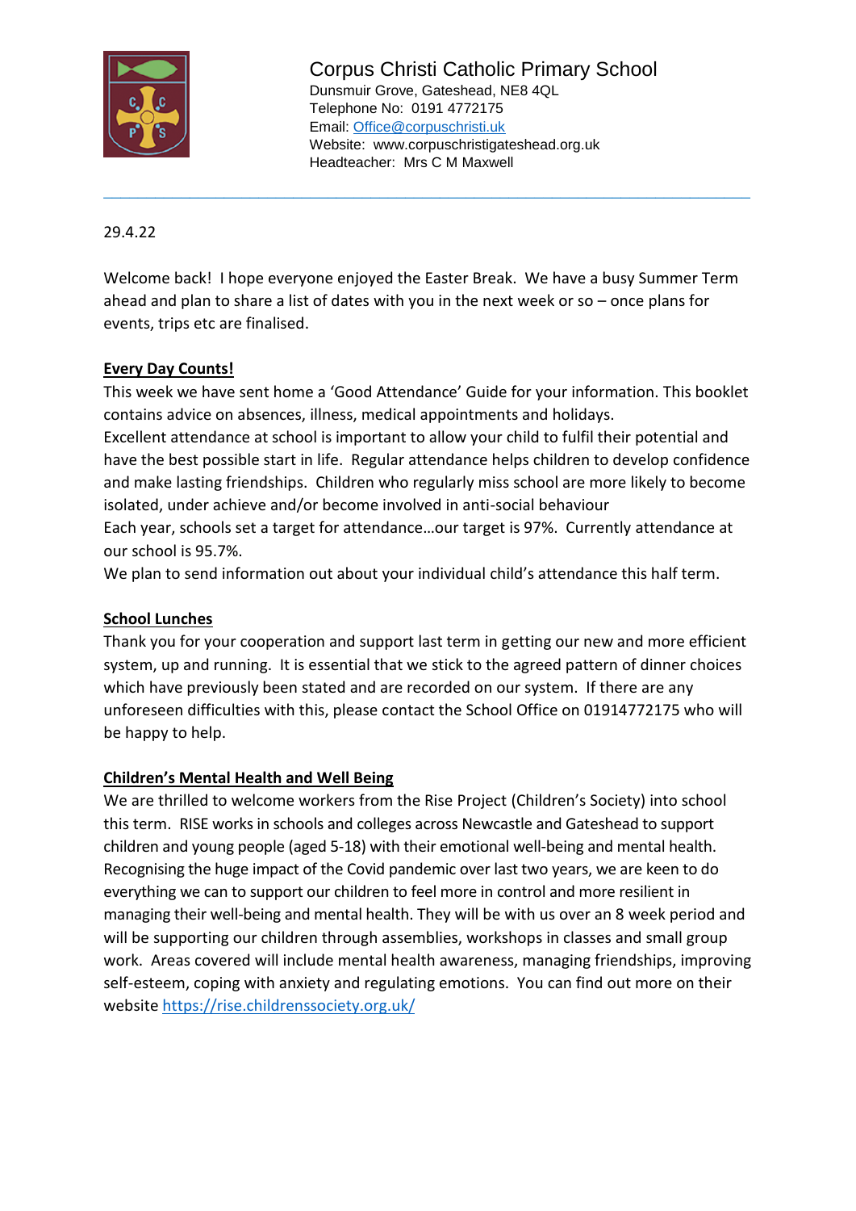# Corpus Christi Catholic Primary School

Dunsmuir Grove, Gateshead, NE8 4QL
Telephone No: 0191 4772175
Email: Office@corpuschristi.uk
Website: www.corpuschristigateshead.org.uk
Headteacher: Mrs C M Maxwell

---

29.4.22

Welcome back! I hope everyone enjoyed the Easter Break. We have a busy Summer Term ahead and plan to share a list of dates with you in the next week or so – once plans for events, trips etc are finalised.

## Every Day Counts!

This week we have sent home a 'Good Attendance' Guide for your information. This booklet contains advice on absences, illness, medical appointments and holidays.

Excellent attendance at school is important to allow your child to fulfil their potential and have the best possible start in life. Regular attendance helps children to develop confidence and make lasting friendships. Children who regularly miss school are more likely to become isolated, under achieve and/or become involved in anti-social behaviour

Each year, schools set a target for attendance…our target is 97%. Currently attendance at our school is 95.7%.

We plan to send information out about your individual child's attendance this half term.

## School Lunches

Thank you for your cooperation and support last term in getting our new and more efficient system, up and running. It is essential that we stick to the agreed pattern of dinner choices which have previously been stated and are recorded on our system. If there are any unforeseen difficulties with this, please contact the School Office on 01914772175 who will be happy to help.

## Children's Mental Health and Well Being

We are thrilled to welcome workers from the Rise Project (Children's Society) into school this term. RISE works in schools and colleges across Newcastle and Gateshead to support children and young people (aged 5-18) with their emotional well-being and mental health. Recognising the huge impact of the Covid pandemic over last two years, we are keen to do everything we can to support our children to feel more in control and more resilient in managing their well-being and mental health. They will be with us over an 8 week period and will be supporting our children through assemblies, workshops in classes and small group work. Areas covered will include mental health awareness, managing friendships, improving self-esteem, coping with anxiety and regulating emotions. You can find out more on their website https://rise.childrenssociety.org.uk/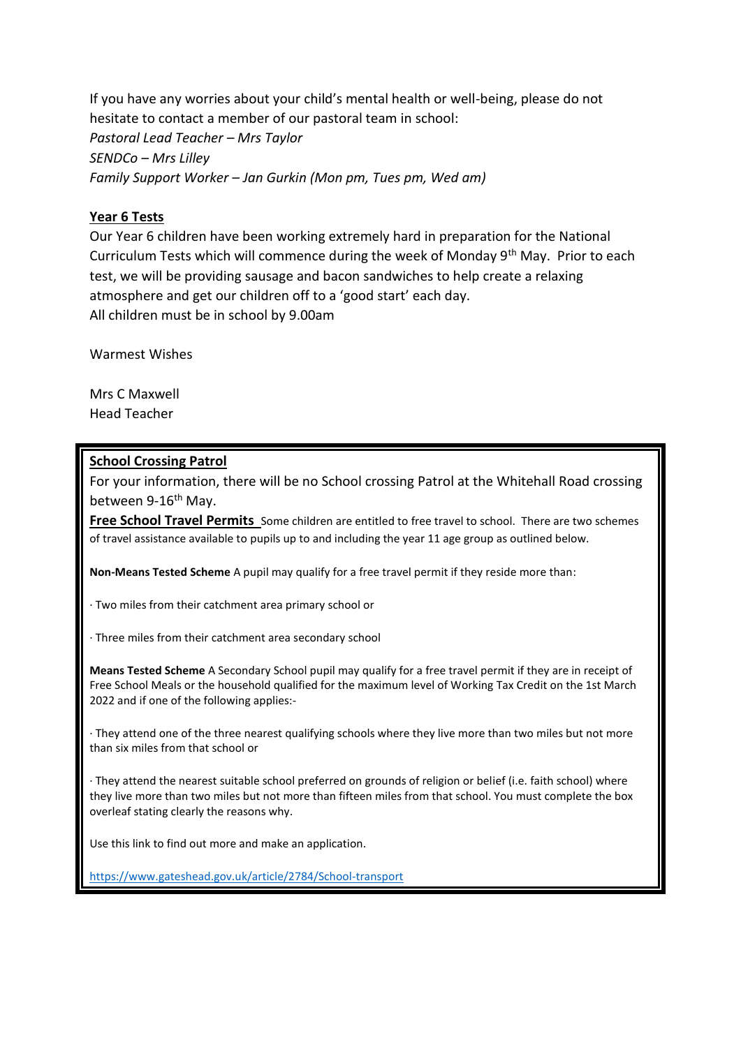If you have any worries about your child's mental health or well-being, please do not hesitate to contact a member of our pastoral team in school:
*Pastoral Lead Teacher – Mrs Taylor*
*SENDCo – Mrs Lilley*
*Family Support Worker – Jan Gurkin (Mon pm, Tues pm, Wed am)*

## Year 6 Tests

Our Year 6 children have been working extremely hard in preparation for the National Curriculum Tests which will commence during the week of Monday 9th May. Prior to each test, we will be providing sausage and bacon sandwiches to help create a relaxing atmosphere and get our children off to a 'good start' each day.
All children must be in school by 9.00am

Warmest Wishes

Mrs C Maxwell
Head Teacher

## School Crossing Patrol

For your information, there will be no School crossing Patrol at the Whitehall Road crossing between 9-16th May.

**Free School Travel Permits** Some children are entitled to free travel to school. There are two schemes of travel assistance available to pupils up to and including the year 11 age group as outlined below.

**Non-Means Tested Scheme** A pupil may qualify for a free travel permit if they reside more than:

· Two miles from their catchment area primary school or

· Three miles from their catchment area secondary school

**Means Tested Scheme** A Secondary School pupil may qualify for a free travel permit if they are in receipt of Free School Meals or the household qualified for the maximum level of Working Tax Credit on the 1st March 2022 and if one of the following applies:-

· They attend one of the three nearest qualifying schools where they live more than two miles but not more than six miles from that school or

· They attend the nearest suitable school preferred on grounds of religion or belief (i.e. faith school) where they live more than two miles but not more than fifteen miles from that school. You must complete the box overleaf stating clearly the reasons why.

Use this link to find out more and make an application.

https://www.gateshead.gov.uk/article/2784/School-transport